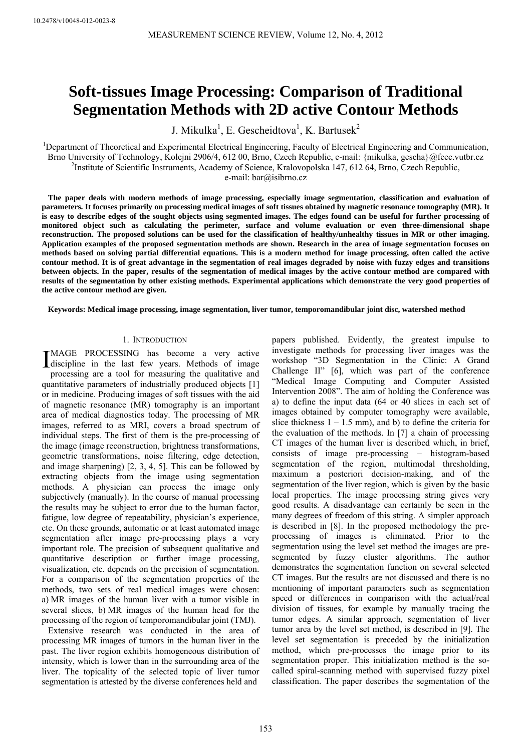# Soft-tissues Image Processing: Comparison of Traditional Segmentation Methods with 2D active Contour Methods

J. Mikulka[1], E. Gescheidtova[1], K. Bartusek[2]

[1]Department of Theoretical and Experimental Electrical Engineering, Faculty of Electrical Engineering and Communication, Brno University of Technology, Kolejni 2906/4, 612 00, Brno, Czech Republic, e-mail: {mikulka, gescha}@feec.vutbr.cz

[2]Institute of Scientific Instruments, Academy of Science, Kralovopolska 147, 612 64, Brno, Czech Republic, e-mail: bar@isibrno.cz

**The paper deals with modern methods of image processing, especially image segmentation, classification and evaluation of parameters. It focuses primarily on processing medical images of soft tissues obtained by magnetic resonance tomography (MR). It is easy to describe edges of the sought objects using segmented images. The edges found can be useful for further processing of monitored object such as calculating the perimeter, surface and volume evaluation or even three-dimensional shape reconstruction. The proposed solutions can be used for the classification of healthy/unhealthy tissues in MR or other imaging. Application examples of the proposed segmentation methods are shown. Research in the area of image segmentation focuses on methods based on solving partial differential equations. This is a modern method for image processing, often called the active contour method. It is of great advantage in the segmentation of real images degraded by noise with fuzzy edges and transitions between objects. In the paper, results of the segmentation of medical images by the active contour method are compared with results of the segmentation by other existing methods. Experimental applications which demonstrate the very good properties of the active contour method are given.**

**Keywords: Medical image processing, image segmentation, liver tumor, temporomandibular joint disc, watershed method**

## 1. Introduction

IMAGE PROCESSING has become a very active discipline in the last few years. Methods of image processing are a tool for measuring the qualitative and quantitative parameters of industrially produced objects [1] or in medicine. Producing images of soft tissues with the aid of magnetic resonance (MR) tomography is an important area of medical diagnostics today. The processing of MR images, referred to as MRI, covers a broad spectrum of individual steps. The first of them is the pre-processing of the image (image reconstruction, brightness transformations, geometric transformations, noise filtering, edge detection, and image sharpening) [2, 3, 4, 5]. This can be followed by extracting objects from the image using segmentation methods. A physician can process the image only subjectively (manually). In the course of manual processing the results may be subject to error due to the human factor, fatigue, low degree of repeatability, physician's experience, etc. On these grounds, automatic or at least automated image segmentation after image pre-processing plays a very important role. The precision of subsequent qualitative and quantitative description or further image processing, visualization, etc. depends on the precision of segmentation. For a comparison of the segmentation properties of the methods, two sets of real medical images were chosen: a) MR images of the human liver with a tumor visible in several slices, b) MR images of the human head for the processing of the region of temporomandibular joint (TMJ).

Extensive research was conducted in the area of processing MR images of tumors in the human liver in the past. The liver region exhibits homogeneous distribution of intensity, which is lower than in the surrounding area of the liver. The topicality of the selected topic of liver tumor segmentation is attested by the diverse conferences held and papers published. Evidently, the greatest impulse to investigate methods for processing liver images was the workshop "3D Segmentation in the Clinic: A Grand Challenge II" [6], which was part of the conference "Medical Image Computing and Computer Assisted Intervention 2008". The aim of holding the Conference was a) to define the input data (64 or 40 slices in each set of images obtained by computer tomography were available, slice thickness 1 – 1.5 mm), and b) to define the criteria for the evaluation of the methods. In [7] a chain of processing CT images of the human liver is described which, in brief, consists of image pre-processing – histogram-based segmentation of the region, multimodal thresholding, maximum a posteriori decision-making, and of the segmentation of the liver region, which is given by the basic local properties. The image processing string gives very good results. A disadvantage can certainly be seen in the many degrees of freedom of this string. A simpler approach is described in [8]. In the proposed methodology the pre-processing of images is eliminated. Prior to the segmentation using the level set method the images are pre-segmented by fuzzy cluster algorithms. The author demonstrates the segmentation function on several selected CT images. But the results are not discussed and there is no mentioning of important parameters such as segmentation speed or differences in comparison with the actual/real division of tissues, for example by manually tracing the tumor edges. A similar approach, segmentation of liver tumor area by the level set method, is described in [9]. The level set segmentation is preceded by the initialization method, which pre-processes the image prior to its segmentation proper. This initialization method is the so-called spiral-scanning method with supervised fuzzy pixel classification. The paper describes the segmentation of the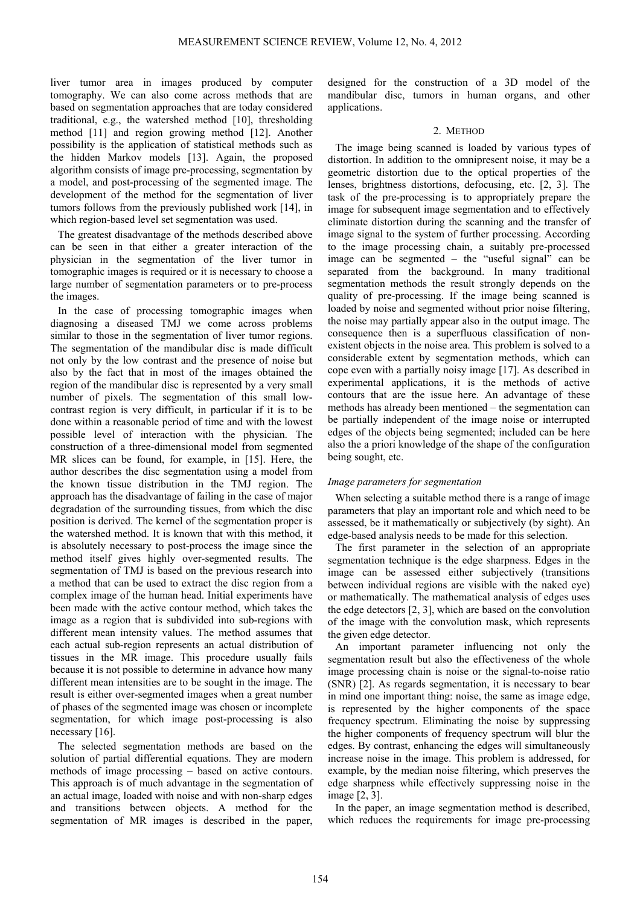liver tumor area in images produced by computer tomography. We can also come across methods that are based on segmentation approaches that are today considered traditional, e.g., the watershed method [10], thresholding method [11] and region growing method [12]. Another possibility is the application of statistical methods such as the hidden Markov models [13]. Again, the proposed algorithm consists of image pre-processing, segmentation by a model, and post-processing of the segmented image. The development of the method for the segmentation of liver tumors follows from the previously published work [14], in which region-based level set segmentation was used.

The greatest disadvantage of the methods described above can be seen in that either a greater interaction of the physician in the segmentation of the liver tumor in tomographic images is required or it is necessary to choose a large number of segmentation parameters or to pre-process the images.

In the case of processing tomographic images when diagnosing a diseased TMJ we come across problems similar to those in the segmentation of liver tumor regions. The segmentation of the mandibular disc is made difficult not only by the low contrast and the presence of noise but also by the fact that in most of the images obtained the region of the mandibular disc is represented by a very small number of pixels. The segmentation of this small low-contrast region is very difficult, in particular if it is to be done within a reasonable period of time and with the lowest possible level of interaction with the physician. The construction of a three-dimensional model from segmented MR slices can be found, for example, in [15]. Here, the author describes the disc segmentation using a model from the known tissue distribution in the TMJ region. The approach has the disadvantage of failing in the case of major degradation of the surrounding tissues, from which the disc position is derived. The kernel of the segmentation proper is the watershed method. It is known that with this method, it is absolutely necessary to post-process the image since the method itself gives highly over-segmented results. The segmentation of TMJ is based on the previous research into a method that can be used to extract the disc region from a complex image of the human head. Initial experiments have been made with the active contour method, which takes the image as a region that is subdivided into sub-regions with different mean intensity values. The method assumes that each actual sub-region represents an actual distribution of tissues in the MR image. This procedure usually fails because it is not possible to determine in advance how many different mean intensities are to be sought in the image. The result is either over-segmented images when a great number of phases of the segmented image was chosen or incomplete segmentation, for which image post-processing is also necessary [16].

The selected segmentation methods are based on the solution of partial differential equations. They are modern methods of image processing – based on active contours. This approach is of much advantage in the segmentation of an actual image, loaded with noise and with non-sharp edges and transitions between objects. A method for the segmentation of MR images is described in the paper, designed for the construction of a 3D model of the mandibular disc, tumors in human organs, and other applications.

## 2. Method

The image being scanned is loaded by various types of distortion. In addition to the omnipresent noise, it may be a geometric distortion due to the optical properties of the lenses, brightness distortions, defocusing, etc. [2, 3]. The task of the pre-processing is to appropriately prepare the image for subsequent image segmentation and to effectively eliminate distortion during the scanning and the transfer of image signal to the system of further processing. According to the image processing chain, a suitably pre-processed image can be segmented – the "useful signal" can be separated from the background. In many traditional segmentation methods the result strongly depends on the quality of pre-processing. If the image being scanned is loaded by noise and segmented without prior noise filtering, the noise may partially appear also in the output image. The consequence then is a superfluous classification of non-existent objects in the noise area. This problem is solved to a considerable extent by segmentation methods, which can cope even with a partially noisy image [17]. As described in experimental applications, it is the methods of active contours that are the issue here. An advantage of these methods has already been mentioned – the segmentation can be partially independent of the image noise or interrupted edges of the objects being segmented; included can be here also the a priori knowledge of the shape of the configuration being sought, etc.

### *Image parameters for segmentation*

When selecting a suitable method there is a range of image parameters that play an important role and which need to be assessed, be it mathematically or subjectively (by sight). An edge-based analysis needs to be made for this selection.

The first parameter in the selection of an appropriate segmentation technique is the edge sharpness. Edges in the image can be assessed either subjectively (transitions between individual regions are visible with the naked eye) or mathematically. The mathematical analysis of edges uses the edge detectors [2, 3], which are based on the convolution of the image with the convolution mask, which represents the given edge detector.

An important parameter influencing not only the segmentation result but also the effectiveness of the whole image processing chain is noise or the signal-to-noise ratio (SNR) [2]. As regards segmentation, it is necessary to bear in mind one important thing: noise, the same as image edge, is represented by the higher components of the space frequency spectrum. Eliminating the noise by suppressing the higher components of frequency spectrum will blur the edges. By contrast, enhancing the edges will simultaneously increase noise in the image. This problem is addressed, for example, by the median noise filtering, which preserves the edge sharpness while effectively suppressing noise in the image [2, 3].

In the paper, an image segmentation method is described, which reduces the requirements for image pre-processing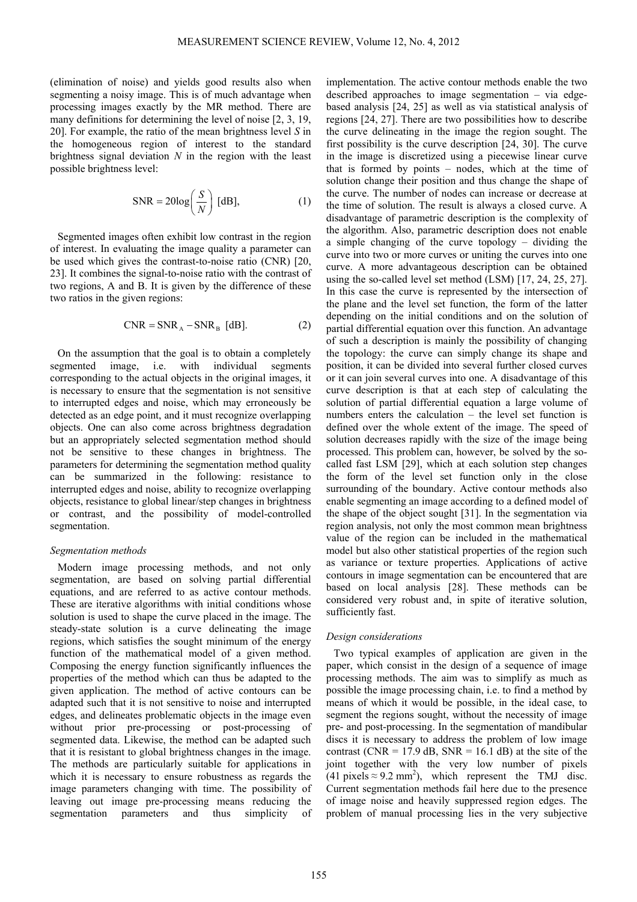(elimination of noise) and yields good results also when segmenting a noisy image. This is of much advantage when processing images exactly by the MR method. There are many definitions for determining the level of noise [2, 3, 19, 20]. For example, the ratio of the mean brightness level $S$ in the homogeneous region of interest to the standard brightness signal deviation $N$ in the region with the least possible brightness level:

$$\mathrm{SNR} = 20\log\left(\frac{S}{N}\right) \text{ [dB]}, \tag{1}$$

Segmented images often exhibit low contrast in the region of interest. In evaluating the image quality a parameter can be used which gives the contrast-to-noise ratio (CNR) [20, 23]. It combines the signal-to-noise ratio with the contrast of two regions, A and B. It is given by the difference of these two ratios in the given regions:

$$\mathrm{CNR} = \mathrm{SNR}_{\mathrm{A}} - \mathrm{SNR}_{\mathrm{B}} \text{ [dB]}. \tag{2}$$

On the assumption that the goal is to obtain a completely segmented image, i.e. with individual segments corresponding to the actual objects in the original images, it is necessary to ensure that the segmentation is not sensitive to interrupted edges and noise, which may erroneously be detected as an edge point, and it must recognize overlapping objects. One can also come across brightness degradation but an appropriately selected segmentation method should not be sensitive to these changes in brightness. The parameters for determining the segmentation method quality can be summarized in the following: resistance to interrupted edges and noise, ability to recognize overlapping objects, resistance to global linear/step changes in brightness or contrast, and the possibility of model-controlled segmentation.

*Segmentation methods*

Modern image processing methods, and not only segmentation, are based on solving partial differential equations, and are referred to as active contour methods. These are iterative algorithms with initial conditions whose solution is used to shape the curve placed in the image. The steady-state solution is a curve delineating the image regions, which satisfies the sought minimum of the energy function of the mathematical model of a given method. Composing the energy function significantly influences the properties of the method which can thus be adapted to the given application. The method of active contours can be adapted such that it is not sensitive to noise and interrupted edges, and delineates problematic objects in the image even without prior pre-processing or post-processing of segmented data. Likewise, the method can be adapted such that it is resistant to global brightness changes in the image. The methods are particularly suitable for applications in which it is necessary to ensure robustness as regards the image parameters changing with time. The possibility of leaving out image pre-processing means reducing the segmentation parameters and thus simplicity of implementation. The active contour methods enable the two described approaches to image segmentation – via edge-based analysis [24, 25] as well as via statistical analysis of regions [24, 27]. There are two possibilities how to describe the curve delineating in the image the region sought. The first possibility is the curve description [24, 30]. The curve in the image is discretized using a piecewise linear curve that is formed by points – nodes, which at the time of solution change their position and thus change the shape of the curve. The number of nodes can increase or decrease at the time of solution. The result is always a closed curve. A disadvantage of parametric description is the complexity of the algorithm. Also, parametric description does not enable a simple changing of the curve topology – dividing the curve into two or more curves or uniting the curves into one curve. A more advantageous description can be obtained using the so-called level set method (LSM) [17, 24, 25, 27]. In this case the curve is represented by the intersection of the plane and the level set function, the form of the latter depending on the initial conditions and on the solution of partial differential equation over this function. An advantage of such a description is mainly the possibility of changing the topology: the curve can simply change its shape and position, it can be divided into several further closed curves or it can join several curves into one. A disadvantage of this curve description is that at each step of calculating the solution of partial differential equation a large volume of numbers enters the calculation – the level set function is defined over the whole extent of the image. The speed of solution decreases rapidly with the size of the image being processed. This problem can, however, be solved by the so-called fast LSM [29], which at each solution step changes the form of the level set function only in the close surrounding of the boundary. Active contour methods also enable segmenting an image according to a defined model of the shape of the object sought [31]. In the segmentation via region analysis, not only the most common mean brightness value of the region can be included in the mathematical model but also other statistical properties of the region such as variance or texture properties. Applications of active contours in image segmentation can be encountered that are based on local analysis [28]. These methods can be considered very robust and, in spite of iterative solution, sufficiently fast.

*Design considerations*

Two typical examples of application are given in the paper, which consist in the design of a sequence of image processing methods. The aim was to simplify as much as possible the image processing chain, i.e. to find a method by means of which it would be possible, in the ideal case, to segment the regions sought, without the necessity of image pre- and post-processing. In the segmentation of mandibular discs it is necessary to address the problem of low image contrast (CNR = 17.9 dB, SNR = 16.1 dB) at the site of the joint together with the very low number of pixels (41 pixels ≈ 9.2 mm$^2$), which represent the TMJ disc. Current segmentation methods fail here due to the presence of image noise and heavily suppressed region edges. The problem of manual processing lies in the very subjective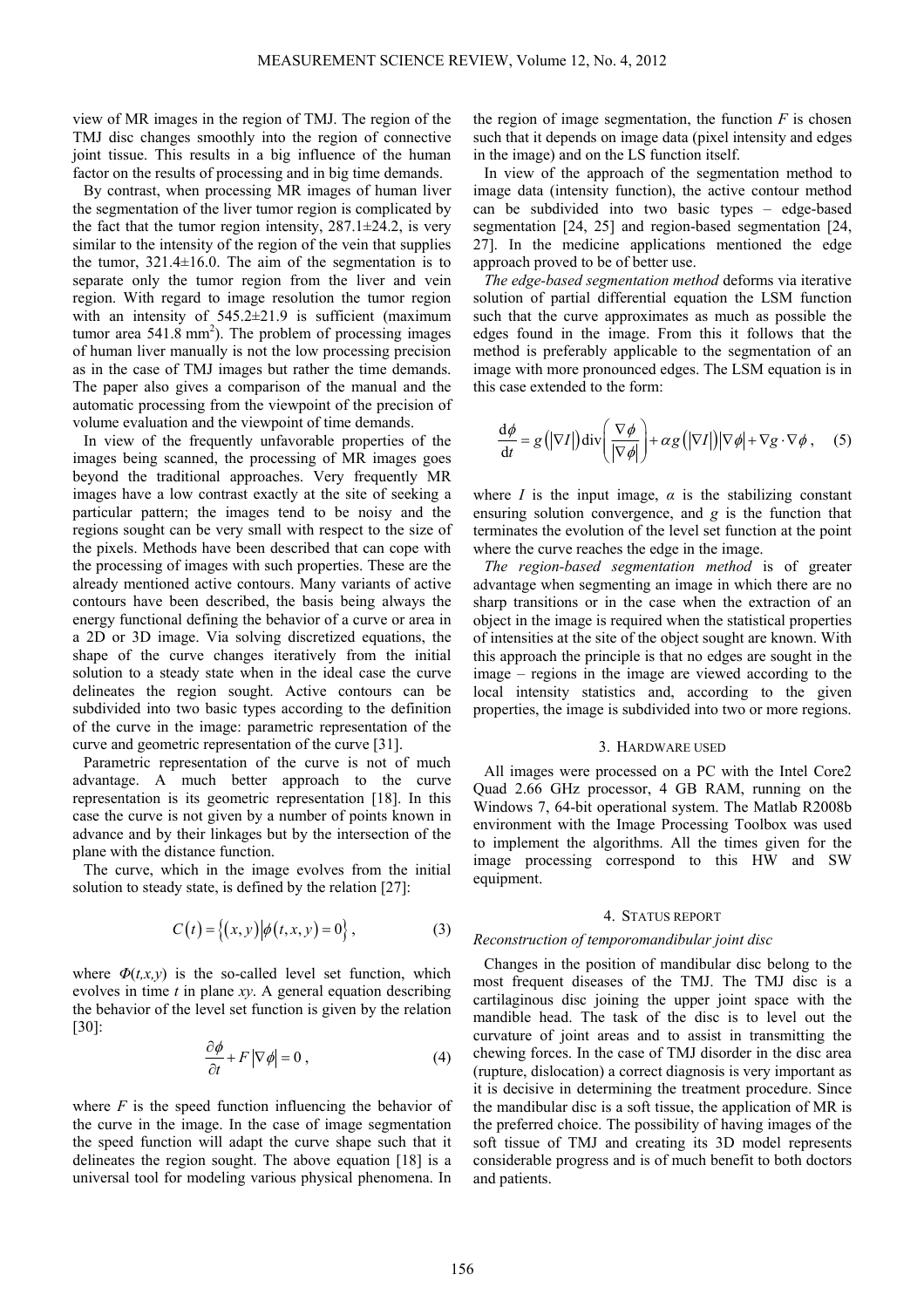view of MR images in the region of TMJ. The region of the TMJ disc changes smoothly into the region of connective joint tissue. This results in a big influence of the human factor on the results of processing and in big time demands.

By contrast, when processing MR images of human liver the segmentation of the liver tumor region is complicated by the fact that the tumor region intensity, 287.1±24.2, is very similar to the intensity of the region of the vein that supplies the tumor, 321.4±16.0. The aim of the segmentation is to separate only the tumor region from the liver and vein region. With regard to image resolution the tumor region with an intensity of 545.2±21.9 is sufficient (maximum tumor area 541.8 mm$^2$). The problem of processing images of human liver manually is not the low processing precision as in the case of TMJ images but rather the time demands. The paper also gives a comparison of the manual and the automatic processing from the viewpoint of the precision of volume evaluation and the viewpoint of time demands.

In view of the frequently unfavorable properties of the images being scanned, the processing of MR images goes beyond the traditional approaches. Very frequently MR images have a low contrast exactly at the site of seeking a particular pattern; the images tend to be noisy and the regions sought can be very small with respect to the size of the pixels. Methods have been described that can cope with the processing of images with such properties. These are the already mentioned active contours. Many variants of active contours have been described, the basis being always the energy functional defining the behavior of a curve or area in a 2D or 3D image. Via solving discretized equations, the shape of the curve changes iteratively from the initial solution to a steady state when in the ideal case the curve delineates the region sought. Active contours can be subdivided into two basic types according to the definition of the curve in the image: parametric representation of the curve and geometric representation of the curve [31].

Parametric representation of the curve is not of much advantage. A much better approach to the curve representation is its geometric representation [18]. In this case the curve is not given by a number of points known in advance and by their linkages but by the intersection of the plane with the distance function.

The curve, which in the image evolves from the initial solution to steady state, is defined by the relation [27]:

$$C(t) = \{(x, y) | \phi(t, x, y) = 0\}, \tag{3}$$

where $\Phi(t,x,y)$ is the so-called level set function, which evolves in time $t$ in plane $xy$. A general equation describing the behavior of the level set function is given by the relation [30]:

$$\frac{\partial \phi}{\partial t} + F|\nabla \phi| = 0, \tag{4}$$

where $F$ is the speed function influencing the behavior of the curve in the image. In the case of image segmentation the speed function will adapt the curve shape such that it delineates the region sought. The above equation [18] is a universal tool for modeling various physical phenomena. In the region of image segmentation, the function $F$ is chosen such that it depends on image data (pixel intensity and edges in the image) and on the LS function itself.

In view of the approach of the segmentation method to image data (intensity function), the active contour method can be subdivided into two basic types – edge-based segmentation [24, 25] and region-based segmentation [24, 27]. In the medicine applications mentioned the edge approach proved to be of better use.

*The edge-based segmentation method* deforms via iterative solution of partial differential equation the LSM function such that the curve approximates as much as possible the edges found in the image. From this it follows that the method is preferably applicable to the segmentation of an image with more pronounced edges. The LSM equation is in this case extended to the form:

$$\frac{\mathrm{d}\phi}{\mathrm{d}t} = g(|\nabla I|)\,\mathrm{div}\left(\frac{\nabla \phi}{|\nabla \phi|}\right) + \alpha g(|\nabla I|)|\nabla \phi| + \nabla g \cdot \nabla \phi, \tag{5}$$

where $I$ is the input image, $\alpha$ is the stabilizing constant ensuring solution convergence, and $g$ is the function that terminates the evolution of the level set function at the point where the curve reaches the edge in the image.

*The region-based segmentation method* is of greater advantage when segmenting an image in which there are no sharp transitions or in the case when the extraction of an object in the image is required when the statistical properties of intensities at the site of the object sought are known. With this approach the principle is that no edges are sought in the image – regions in the image are viewed according to the local intensity statistics and, according to the given properties, the image is subdivided into two or more regions.

## 3. Hardware used

All images were processed on a PC with the Intel Core2 Quad 2.66 GHz processor, 4 GB RAM, running on the Windows 7, 64-bit operational system. The Matlab R2008b environment with the Image Processing Toolbox was used to implement the algorithms. All the times given for the image processing correspond to this HW and SW equipment.

## 4. Status report

*Reconstruction of temporomandibular joint disc*

Changes in the position of mandibular disc belong to the most frequent diseases of the TMJ. The TMJ disc is a cartilaginous disc joining the upper joint space with the mandible head. The task of the disc is to level out the curvature of joint areas and to assist in transmitting the chewing forces. In the case of TMJ disorder in the disc area (rupture, dislocation) a correct diagnosis is very important as it is decisive in determining the treatment procedure. Since the mandibular disc is a soft tissue, the application of MR is the preferred choice. The possibility of having images of the soft tissue of TMJ and creating its 3D model represents considerable progress and is of much benefit to both doctors and patients.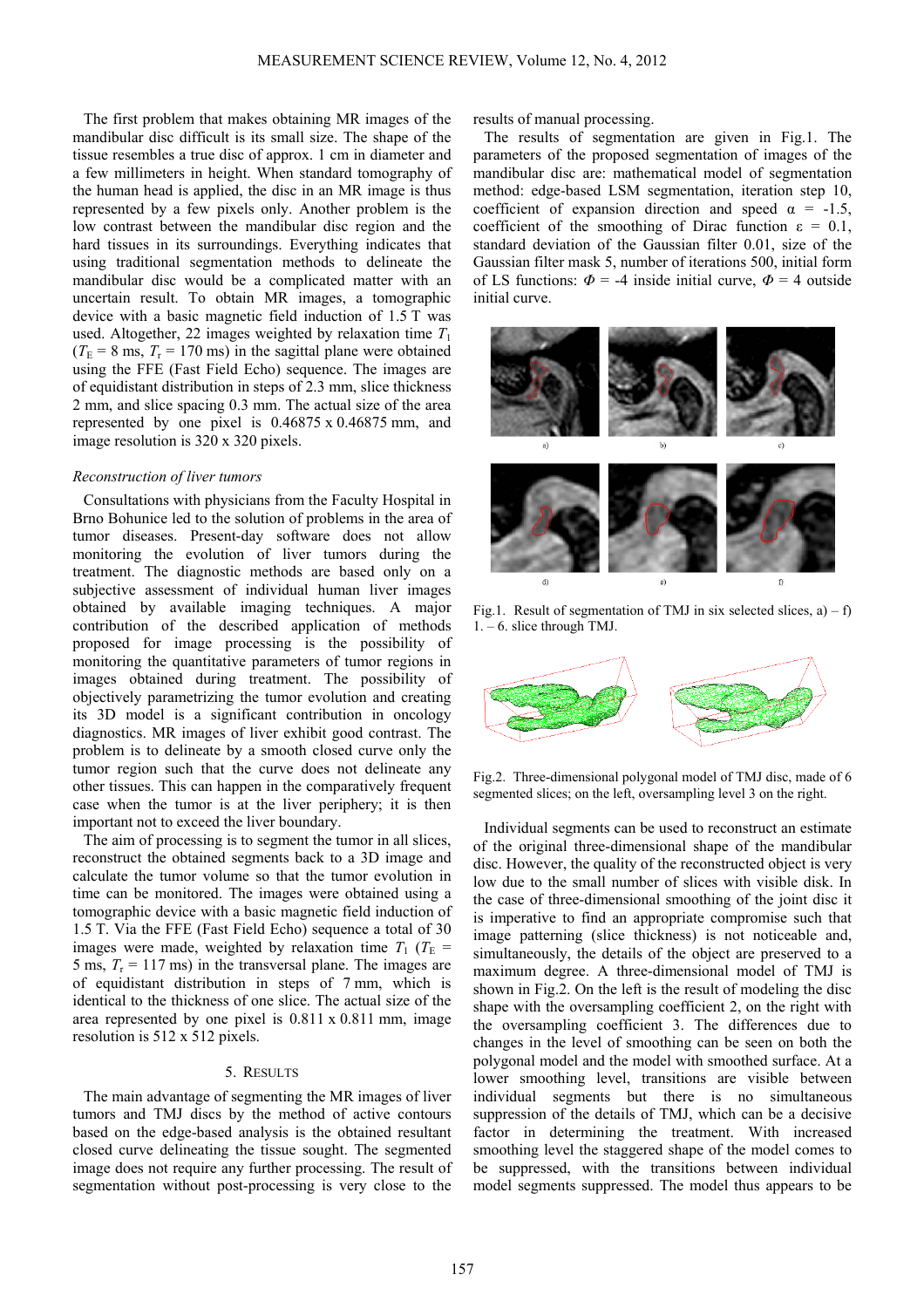The first problem that makes obtaining MR images of the mandibular disc difficult is its small size. The shape of the tissue resembles a true disc of approx. 1 cm in diameter and a few millimeters in height. When standard tomography of the human head is applied, the disc in an MR image is thus represented by a few pixels only. Another problem is the low contrast between the mandibular disc region and the hard tissues in its surroundings. Everything indicates that using traditional segmentation methods to delineate the mandibular disc would be a complicated matter with an uncertain result. To obtain MR images, a tomographic device with a basic magnetic field induction of 1.5 T was used. Altogether, 22 images weighted by relaxation time $T_1$ ($T_E$ = 8 ms, $T_r$ = 170 ms) in the sagittal plane were obtained using the FFE (Fast Field Echo) sequence. The images are of equidistant distribution in steps of 2.3 mm, slice thickness 2 mm, and slice spacing 0.3 mm. The actual size of the area represented by one pixel is 0.46875 x 0.46875 mm, and image resolution is 320 x 320 pixels.

### *Reconstruction of liver tumors*

Consultations with physicians from the Faculty Hospital in Brno Bohunice led to the solution of problems in the area of tumor diseases. Present-day software does not allow monitoring the evolution of liver tumors during the treatment. The diagnostic methods are based only on a subjective assessment of individual human liver images obtained by available imaging techniques. A major contribution of the described application of methods proposed for image processing is the possibility of monitoring the quantitative parameters of tumor regions in images obtained during treatment. The possibility of objectively parametrizing the tumor evolution and creating its 3D model is a significant contribution in oncology diagnostics. MR images of liver exhibit good contrast. The problem is to delineate by a smooth closed curve only the tumor region such that the curve does not delineate any other tissues. This can happen in the comparatively frequent case when the tumor is at the liver periphery; it is then important not to exceed the liver boundary.

The aim of processing is to segment the tumor in all slices, reconstruct the obtained segments back to a 3D image and calculate the tumor volume so that the tumor evolution in time can be monitored. The images were obtained using a tomographic device with a basic magnetic field induction of 1.5 T. Via the FFE (Fast Field Echo) sequence a total of 30 images were made, weighted by relaxation time $T_1$ ($T_E$ = 5 ms, $T_r$ = 117 ms) in the transversal plane. The images are of equidistant distribution in steps of 7 mm, which is identical to the thickness of one slice. The actual size of the area represented by one pixel is 0.811 x 0.811 mm, image resolution is 512 x 512 pixels.

## 5. RESULTS

The main advantage of segmenting the MR images of liver tumors and TMJ discs by the method of active contours based on the edge-based analysis is the obtained resultant closed curve delineating the tissue sought. The segmented image does not require any further processing. The result of segmentation without post-processing is very close to the results of manual processing.

The results of segmentation are given in Fig.1. The parameters of the proposed segmentation of images of the mandibular disc are: mathematical model of segmentation method: edge-based LSM segmentation, iteration step 10, coefficient of expansion direction and speed $\alpha$ = -1.5, coefficient of the smoothing of Dirac function $\varepsilon$ = 0.1, standard deviation of the Gaussian filter 0.01, size of the Gaussian filter mask 5, number of iterations 500, initial form of LS functions: $\Phi$ = -4 inside initial curve, $\Phi$ = 4 outside initial curve.

Fig.1. Result of segmentation of TMJ in six selected slices, a) – f) 1. – 6. slice through TMJ.

Fig.2. Three-dimensional polygonal model of TMJ disc, made of 6 segmented slices; on the left, oversampling level 3 on the right.

Individual segments can be used to reconstruct an estimate of the original three-dimensional shape of the mandibular disc. However, the quality of the reconstructed object is very low due to the small number of slices with visible disk. In the case of three-dimensional smoothing of the joint disc it is imperative to find an appropriate compromise such that image patterning (slice thickness) is not noticeable and, simultaneously, the details of the object are preserved to a maximum degree. A three-dimensional model of TMJ is shown in Fig.2. On the left is the result of modeling the disc shape with the oversampling coefficient 2, on the right with the oversampling coefficient 3. The differences due to changes in the level of smoothing can be seen on both the polygonal model and the model with smoothed surface. At a lower smoothing level, transitions are visible between individual segments but there is no simultaneous suppression of the details of TMJ, which can be a decisive factor in determining the treatment. With increased smoothing level the staggered shape of the model comes to be suppressed, with the transitions between individual model segments suppressed. The model thus appears to be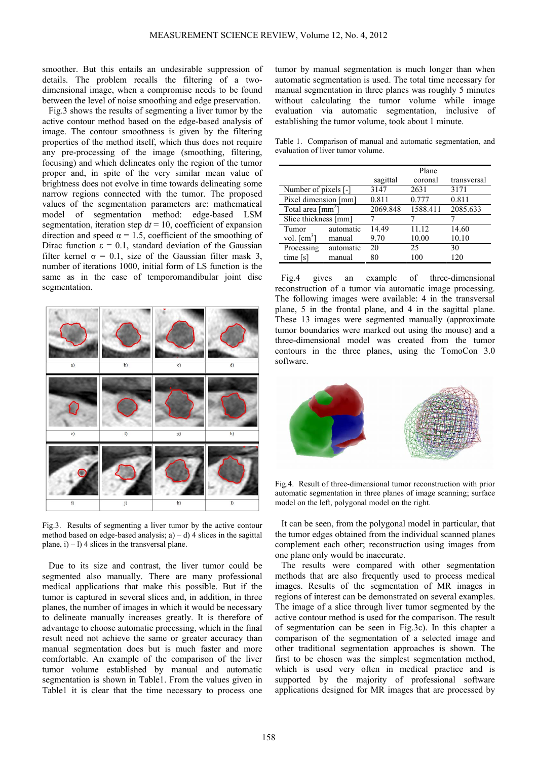smoother. But this entails an undesirable suppression of details. The problem recalls the filtering of a two-dimensional image, when a compromise needs to be found between the level of noise smoothing and edge preservation.

Fig.3 shows the results of segmenting a liver tumor by the active contour method based on the edge-based analysis of image. The contour smoothness is given by the filtering properties of the method itself, which thus does not require any pre-processing of the image (smoothing, filtering, focusing) and which delineates only the region of the tumor proper and, in spite of the very similar mean value of brightness does not evolve in time towards delineating some narrow regions connected with the tumor. The proposed values of the segmentation parameters are: mathematical model of segmentation method: edge-based LSM segmentation, iteration step $dt = 10$, coefficient of expansion direction and speed $\alpha = 1.5$, coefficient of the smoothing of Dirac function $\varepsilon = 0.1$, standard deviation of the Gaussian filter kernel $\sigma = 0.1$, size of the Gaussian filter mask 3, number of iterations 1000, initial form of LS function is the same as in the case of temporomandibular joint disc segmentation.

Fig.3. Results of segmenting a liver tumor by the active contour method based on edge-based analysis; a) – d) 4 slices in the sagittal plane, i) – l) 4 slices in the transversal plane.

Due to its size and contrast, the liver tumor could be segmented also manually. There are many professional medical applications that make this possible. But if the tumor is captured in several slices and, in addition, in three planes, the number of images in which it would be necessary to delineate manually increases greatly. It is therefore of advantage to choose automatic processing, which in the final result need not achieve the same or greater accuracy than manual segmentation does but is much faster and more comfortable. An example of the comparison of the liver tumor volume established by manual and automatic segmentation is shown in Table1. From the values given in Table1 it is clear that the time necessary to process one tumor by manual segmentation is much longer than when automatic segmentation is used. The total time necessary for manual segmentation in three planes was roughly 5 minutes without calculating the tumor volume while image evaluation via automatic segmentation, inclusive of establishing the tumor volume, took about 1 minute.

Table 1. Comparison of manual and automatic segmentation, and evaluation of liver tumor volume.

| | | Plane | | |
|---|---|---|---|---|
| | | sagittal | coronal | transversal |
| Number of pixels [-] | | 3147 | 2631 | 3171 |
| Pixel dimension [mm] | | 0.811 | 0.777 | 0.811 |
| Total area [mm$^2$] | | 2069.848 | 1588.411 | 2085.633 |
| Slice thickness [mm] | | 7 | 7 | 7 |
| Tumor vol. [cm$^3$] | automatic | 14.49 | 11.12 | 14.60 |
| | manual | 9.70 | 10.00 | 10.10 |
| Processing time [s] | automatic | 20 | 25 | 30 |
| | manual | 80 | 100 | 120 |

Fig.4 gives an example of three-dimensional reconstruction of a tumor via automatic image processing. The following images were available: 4 in the transversal plane, 5 in the frontal plane, and 4 in the sagittal plane. These 13 images were segmented manually (approximate tumor boundaries were marked out using the mouse) and a three-dimensional model was created from the tumor contours in the three planes, using the TomoCon 3.0 software.

Fig.4. Result of three-dimensional tumor reconstruction with prior automatic segmentation in three planes of image scanning; surface model on the left, polygonal model on the right.

It can be seen, from the polygonal model in particular, that the tumor edges obtained from the individual scanned planes complement each other; reconstruction using images from one plane only would be inaccurate.

The results were compared with other segmentation methods that are also frequently used to process medical images. Results of the segmentation of MR images in regions of interest can be demonstrated on several examples. The image of a slice through liver tumor segmented by the active contour method is used for the comparison. The result of segmentation can be seen in Fig.3c). In this chapter a comparison of the segmentation of a selected image and other traditional segmentation approaches is shown. The first to be chosen was the simplest segmentation method, which is used very often in medical practice and is supported by the majority of professional software applications designed for MR images that are processed by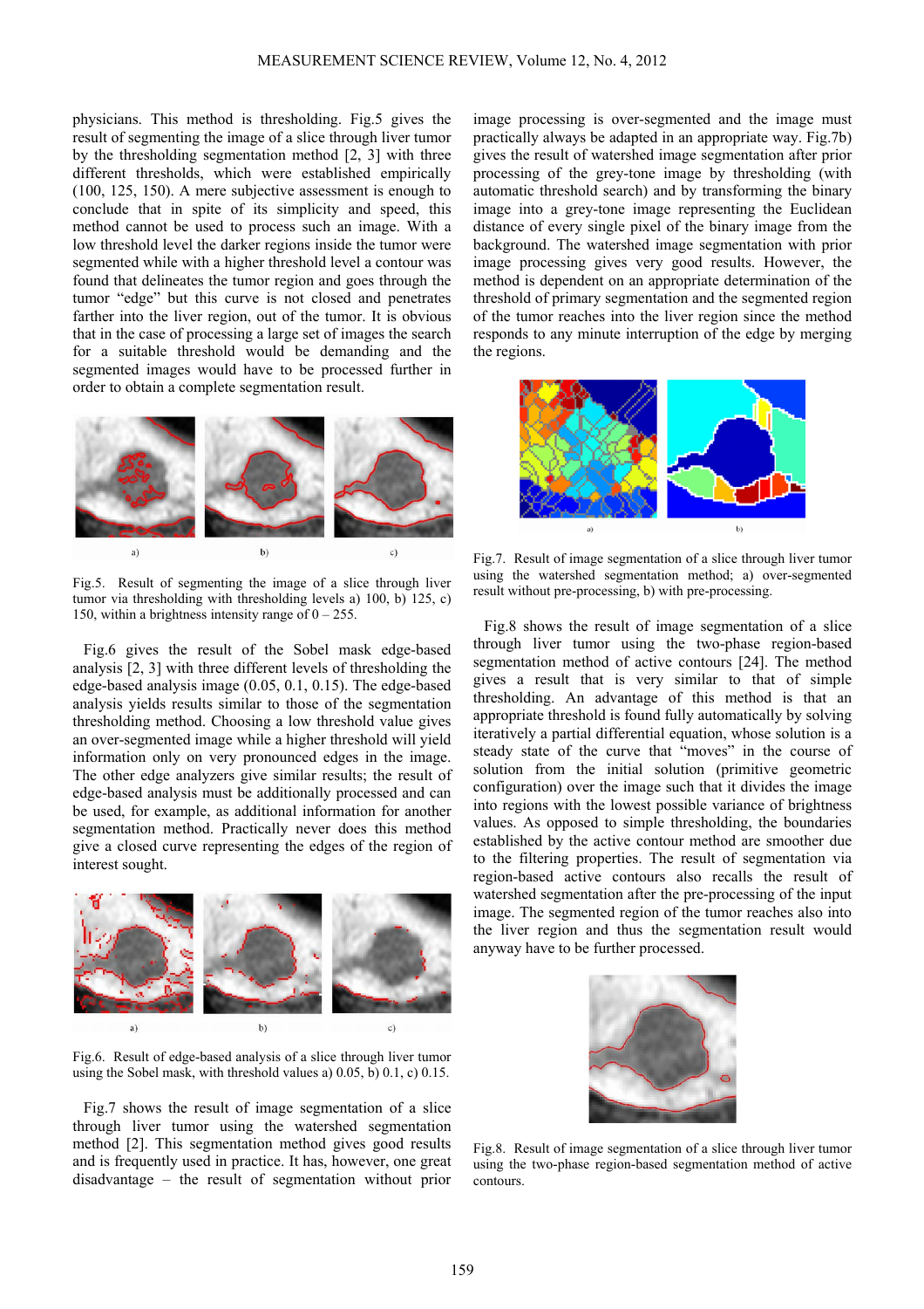physicians. This method is thresholding. Fig.5 gives the result of segmenting the image of a slice through liver tumor by the thresholding segmentation method [2, 3] with three different thresholds, which were established empirically (100, 125, 150). A mere subjective assessment is enough to conclude that in spite of its simplicity and speed, this method cannot be used to process such an image. With a low threshold level the darker regions inside the tumor were segmented while with a higher threshold level a contour was found that delineates the tumor region and goes through the tumor "edge" but this curve is not closed and penetrates farther into the liver region, out of the tumor. It is obvious that in the case of processing a large set of images the search for a suitable threshold would be demanding and the segmented images would have to be processed further in order to obtain a complete segmentation result.

Fig.5. Result of segmenting the image of a slice through liver tumor via thresholding with thresholding levels a) 100, b) 125, c) 150, within a brightness intensity range of 0 – 255.

Fig.6 gives the result of the Sobel mask edge-based analysis [2, 3] with three different levels of thresholding the edge-based analysis image (0.05, 0.1, 0.15). The edge-based analysis yields results similar to those of the segmentation thresholding method. Choosing a low threshold value gives an over-segmented image while a higher threshold will yield information only on very pronounced edges in the image. The other edge analyzers give similar results; the result of edge-based analysis must be additionally processed and can be used, for example, as additional information for another segmentation method. Practically never does this method give a closed curve representing the edges of the region of interest sought.

Fig.6. Result of edge-based analysis of a slice through liver tumor using the Sobel mask, with threshold values a) 0.05, b) 0.1, c) 0.15.

Fig.7 shows the result of image segmentation of a slice through liver tumor using the watershed segmentation method [2]. This segmentation method gives good results and is frequently used in practice. It has, however, one great disadvantage – the result of segmentation without prior image processing is over-segmented and the image must practically always be adapted in an appropriate way. Fig.7b) gives the result of watershed image segmentation after prior processing of the grey-tone image by thresholding (with automatic threshold search) and by transforming the binary image into a grey-tone image representing the Euclidean distance of every single pixel of the binary image from the background. The watershed image segmentation with prior image processing gives very good results. However, the method is dependent on an appropriate determination of the threshold of primary segmentation and the segmented region of the tumor reaches into the liver region since the method responds to any minute interruption of the edge by merging the regions.

Fig.7. Result of image segmentation of a slice through liver tumor using the watershed segmentation method; a) over-segmented result without pre-processing, b) with pre-processing.

Fig.8 shows the result of image segmentation of a slice through liver tumor using the two-phase region-based segmentation method of active contours [24]. The method gives a result that is very similar to that of simple thresholding. An advantage of this method is that an appropriate threshold is found fully automatically by solving iteratively a partial differential equation, whose solution is a steady state of the curve that "moves" in the course of solution from the initial solution (primitive geometric configuration) over the image such that it divides the image into regions with the lowest possible variance of brightness values. As opposed to simple thresholding, the boundaries established by the active contour method are smoother due to the filtering properties. The result of segmentation via region-based active contours also recalls the result of watershed segmentation after the pre-processing of the input image. The segmented region of the tumor reaches also into the liver region and thus the segmentation result would anyway have to be further processed.

Fig.8. Result of image segmentation of a slice through liver tumor using the two-phase region-based segmentation method of active contours.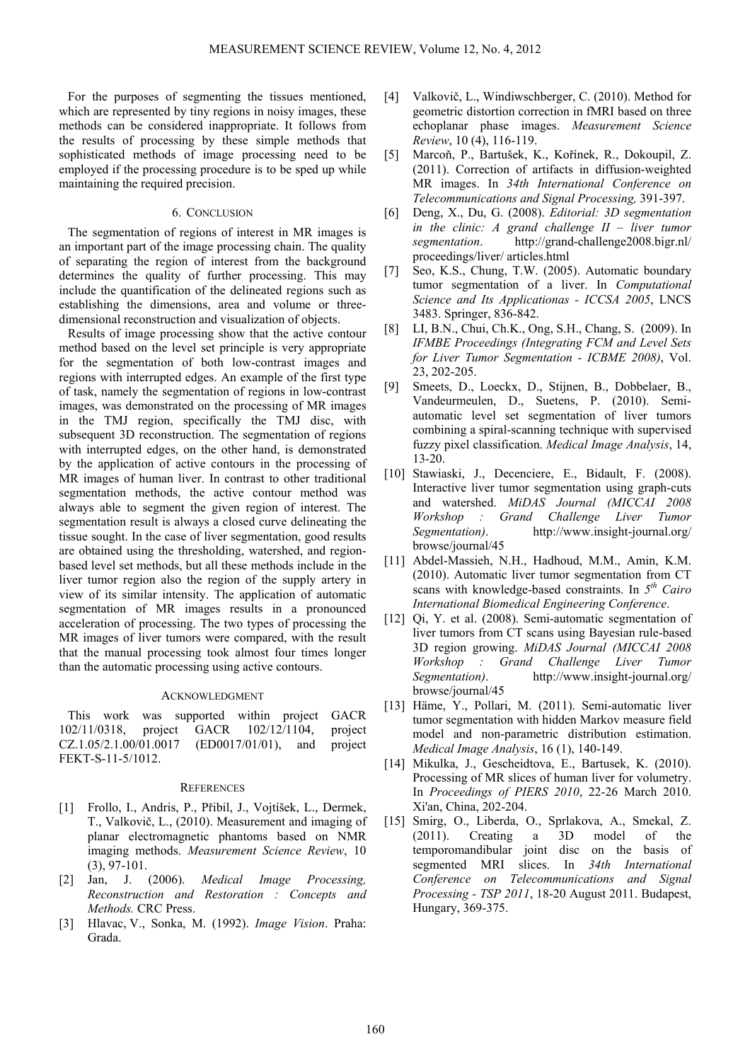For the purposes of segmenting the tissues mentioned, which are represented by tiny regions in noisy images, these methods can be considered inappropriate. It follows from the results of processing by these simple methods that sophisticated methods of image processing need to be employed if the processing procedure is to be sped up while maintaining the required precision.

## 6. CONCLUSION

The segmentation of regions of interest in MR images is an important part of the image processing chain. The quality of separating the region of interest from the background determines the quality of further processing. This may include the quantification of the delineated regions such as establishing the dimensions, area and volume or three-dimensional reconstruction and visualization of objects.

Results of image processing show that the active contour method based on the level set principle is very appropriate for the segmentation of both low-contrast images and regions with interrupted edges. An example of the first type of task, namely the segmentation of regions in low-contrast images, was demonstrated on the processing of MR images in the TMJ region, specifically the TMJ disc, with subsequent 3D reconstruction. The segmentation of regions with interrupted edges, on the other hand, is demonstrated by the application of active contours in the processing of MR images of human liver. In contrast to other traditional segmentation methods, the active contour method was always able to segment the given region of interest. The segmentation result is always a closed curve delineating the tissue sought. In the case of liver segmentation, good results are obtained using the thresholding, watershed, and region-based level set methods, but all these methods include in the liver tumor region also the region of the supply artery in view of its similar intensity. The application of automatic segmentation of MR images results in a pronounced acceleration of processing. The two types of processing the MR images of liver tumors were compared, with the result that the manual processing took almost four times longer than the automatic processing using active contours.

## ACKNOWLEDGMENT

This work was supported within project GACR 102/11/0318, project GACR 102/12/1104, project CZ.1.05/2.1.00/01.0017 (ED0017/01/01), and project FEKT-S-11-5/1012.

## REFERENCES

[1] Frollo, I., Andris, P., Přibil, J., Vojtíšek, L., Dermek, T., Valkovič, L., (2010). Measurement and imaging of planar electromagnetic phantoms based on NMR imaging methods. *Measurement Science Review*, 10 (3), 97-101.

[2] Jan, J. (2006). *Medical Image Processing, Reconstruction and Restoration : Concepts and Methods.* CRC Press.

[3] Hlavac, V., Sonka, M. (1992). *Image Vision*. Praha: Grada.

[4] Valkovič, L., Windiwschberger, C. (2010). Method for geometric distortion correction in fMRI based on three echoplanar phase images. *Measurement Science Review*, 10 (4), 116-119.

[5] Marcoň, P., Bartušek, K., Kořínek, R., Dokoupil, Z. (2011). Correction of artifacts in diffusion-weighted MR images. In *34th International Conference on Telecommunications and Signal Processing,* 391-397.

[6] Deng, X., Du, G. (2008). *Editorial: 3D segmentation in the clinic: A grand challenge II – liver tumor segmentation*. http://grand-challenge2008.bigr.nl/proceedings/liver/ articles.html

[7] Seo, K.S., Chung, T.W. (2005). Automatic boundary tumor segmentation of a liver. In *Computational Science and Its Applicationas - ICCSA 2005*, LNCS 3483. Springer, 836-842.

[8] LI, B.N., Chui, Ch.K., Ong, S.H., Chang, S. (2009). In *IFMBE Proceedings (Integrating FCM and Level Sets for Liver Tumor Segmentation - ICBME 2008)*, Vol. 23, 202-205.

[9] Smeets, D., Loeckx, D., Stijnen, B., Dobbelaer, B., Vandeurmeulen, D., Suetens, P. (2010). Semi-automatic level set segmentation of liver tumors combining a spiral-scanning technique with supervised fuzzy pixel classification. *Medical Image Analysis*, 14, 13-20.

[10] Stawiaski, J., Decenciere, E., Bidault, F. (2008). Interactive liver tumor segmentation using graph-cuts and watershed. *MiDAS Journal (MICCAI 2008 Workshop : Grand Challenge Liver Tumor Segmentation)*. http://www.insight-journal.org/browse/journal/45

[11] Abdel-Massieh, N.H., Hadhoud, M.M., Amin, K.M. (2010). Automatic liver tumor segmentation from CT scans with knowledge-based constraints. In *5th Cairo International Biomedical Engineering Conference*.

[12] Qi, Y. et al. (2008). Semi-automatic segmentation of liver tumors from CT scans using Bayesian rule-based 3D region growing. *MiDAS Journal (MICCAI 2008 Workshop : Grand Challenge Liver Tumor Segmentation)*. http://www.insight-journal.org/browse/journal/45

[13] Häme, Y., Pollari, M. (2011). Semi-automatic liver tumor segmentation with hidden Markov measure field model and non-parametric distribution estimation. *Medical Image Analysis*, 16 (1), 140-149.

[14] Mikulka, J., Gescheidtova, E., Bartusek, K. (2010). Processing of MR slices of human liver for volumetry. In *Proceedings of PIERS 2010*, 22-26 March 2010. Xi'an, China, 202-204.

[15] Smirg, O., Liberda, O., Sprlakova, A., Smekal, Z. (2011). Creating a 3D model of the temporomandibular joint disc on the basis of segmented MRI slices. In *34th International Conference on Telecommunications and Signal Processing - TSP 2011*, 18-20 August 2011. Budapest, Hungary, 369-375.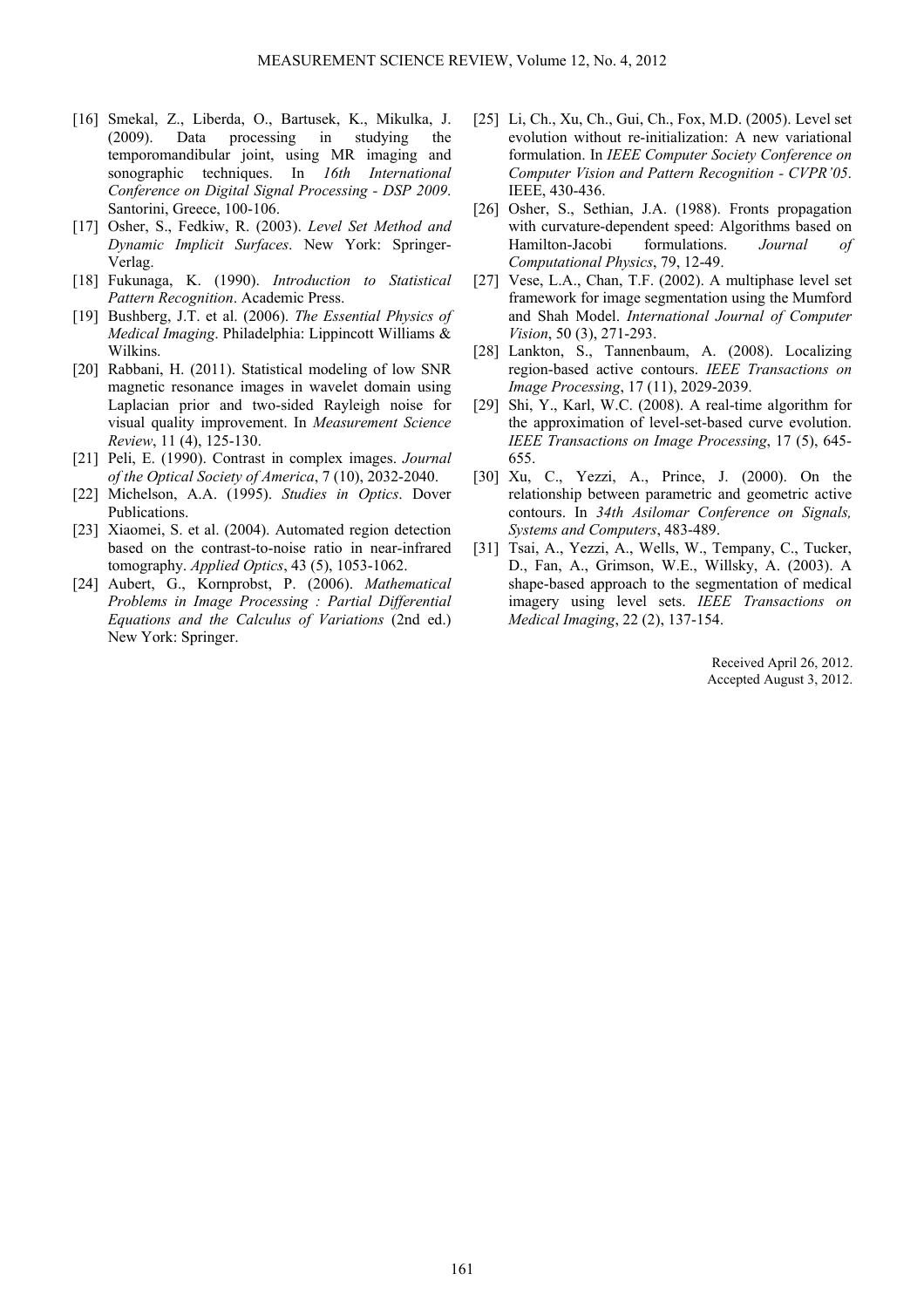[16] Smekal, Z., Liberda, O., Bartusek, K., Mikulka, J. (2009). Data processing in studying the temporomandibular joint, using MR imaging and sonographic techniques. In *16th International Conference on Digital Signal Processing - DSP 2009*. Santorini, Greece, 100-106.

[17] Osher, S., Fedkiw, R. (2003). *Level Set Method and Dynamic Implicit Surfaces*. New York: Springer-Verlag.

[18] Fukunaga, K. (1990). *Introduction to Statistical Pattern Recognition*. Academic Press.

[19] Bushberg, J.T. et al. (2006). *The Essential Physics of Medical Imaging*. Philadelphia: Lippincott Williams & Wilkins.

[20] Rabbani, H. (2011). Statistical modeling of low SNR magnetic resonance images in wavelet domain using Laplacian prior and two-sided Rayleigh noise for visual quality improvement. In *Measurement Science Review*, 11 (4), 125-130.

[21] Peli, E. (1990). Contrast in complex images. *Journal of the Optical Society of America*, 7 (10), 2032-2040.

[22] Michelson, A.A. (1995). *Studies in Optics*. Dover Publications.

[23] Xiaomei, S. et al. (2004). Automated region detection based on the contrast-to-noise ratio in near-infrared tomography. *Applied Optics*, 43 (5), 1053-1062.

[24] Aubert, G., Kornprobst, P. (2006). *Mathematical Problems in Image Processing : Partial Differential Equations and the Calculus of Variations* (2nd ed.) New York: Springer.

[25] Li, Ch., Xu, Ch., Gui, Ch., Fox, M.D. (2005). Level set evolution without re-initialization: A new variational formulation. In *IEEE Computer Society Conference on Computer Vision and Pattern Recognition - CVPR'05*. IEEE, 430-436.

[26] Osher, S., Sethian, J.A. (1988). Fronts propagation with curvature-dependent speed: Algorithms based on Hamilton-Jacobi formulations. *Journal of Computational Physics*, 79, 12-49.

[27] Vese, L.A., Chan, T.F. (2002). A multiphase level set framework for image segmentation using the Mumford and Shah Model. *International Journal of Computer Vision*, 50 (3), 271-293.

[28] Lankton, S., Tannenbaum, A. (2008). Localizing region-based active contours. *IEEE Transactions on Image Processing*, 17 (11), 2029-2039.

[29] Shi, Y., Karl, W.C. (2008). A real-time algorithm for the approximation of level-set-based curve evolution. *IEEE Transactions on Image Processing*, 17 (5), 645-655.

[30] Xu, C., Yezzi, A., Prince, J. (2000). On the relationship between parametric and geometric active contours. In *34th Asilomar Conference on Signals, Systems and Computers*, 483-489.

[31] Tsai, A., Yezzi, A., Wells, W., Tempany, C., Tucker, D., Fan, A., Grimson, W.E., Willsky, A. (2003). A shape-based approach to the segmentation of medical imagery using level sets. *IEEE Transactions on Medical Imaging*, 22 (2), 137-154.

Received April 26, 2012.
Accepted August 3, 2012.